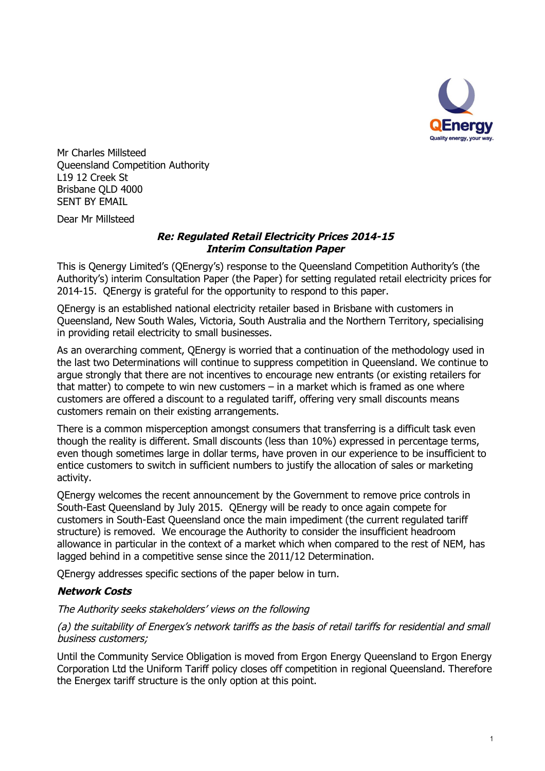Mr Charles Millsteed
Queensland Competition Authority
L19 12 Creek St
Brisbane QLD 4000
SENT BY EMAIL

Dear Mr Millsteed

***Re: Regulated Retail Electricity Prices 2014-15***
***Interim Consultation Paper***

This is Qenergy Limited's (QEnergy's) response to the Queensland Competition Authority's (the Authority's) interim Consultation Paper (the Paper) for setting regulated retail electricity prices for 2014-15. QEnergy is grateful for the opportunity to respond to this paper.

QEnergy is an established national electricity retailer based in Brisbane with customers in Queensland, New South Wales, Victoria, South Australia and the Northern Territory, specialising in providing retail electricity to small businesses.

As an overarching comment, QEnergy is worried that a continuation of the methodology used in the last two Determinations will continue to suppress competition in Queensland. We continue to argue strongly that there are not incentives to encourage new entrants (or existing retailers for that matter) to compete to win new customers – in a market which is framed as one where customers are offered a discount to a regulated tariff, offering very small discounts means customers remain on their existing arrangements.

There is a common misperception amongst consumers that transferring is a difficult task even though the reality is different. Small discounts (less than 10%) expressed in percentage terms, even though sometimes large in dollar terms, have proven in our experience to be insufficient to entice customers to switch in sufficient numbers to justify the allocation of sales or marketing activity.

QEnergy welcomes the recent announcement by the Government to remove price controls in South-East Queensland by July 2015. QEnergy will be ready to once again compete for customers in South-East Queensland once the main impediment (the current regulated tariff structure) is removed. We encourage the Authority to consider the insufficient headroom allowance in particular in the context of a market which when compared to the rest of NEM, has lagged behind in a competitive sense since the 2011/12 Determination.

QEnergy addresses specific sections of the paper below in turn.

***Network Costs***

*The Authority seeks stakeholders' views on the following*

*(a) the suitability of Energex's network tariffs as the basis of retail tariffs for residential and small business customers;*

Until the Community Service Obligation is moved from Ergon Energy Queensland to Ergon Energy Corporation Ltd the Uniform Tariff policy closes off competition in regional Queensland. Therefore the Energex tariff structure is the only option at this point.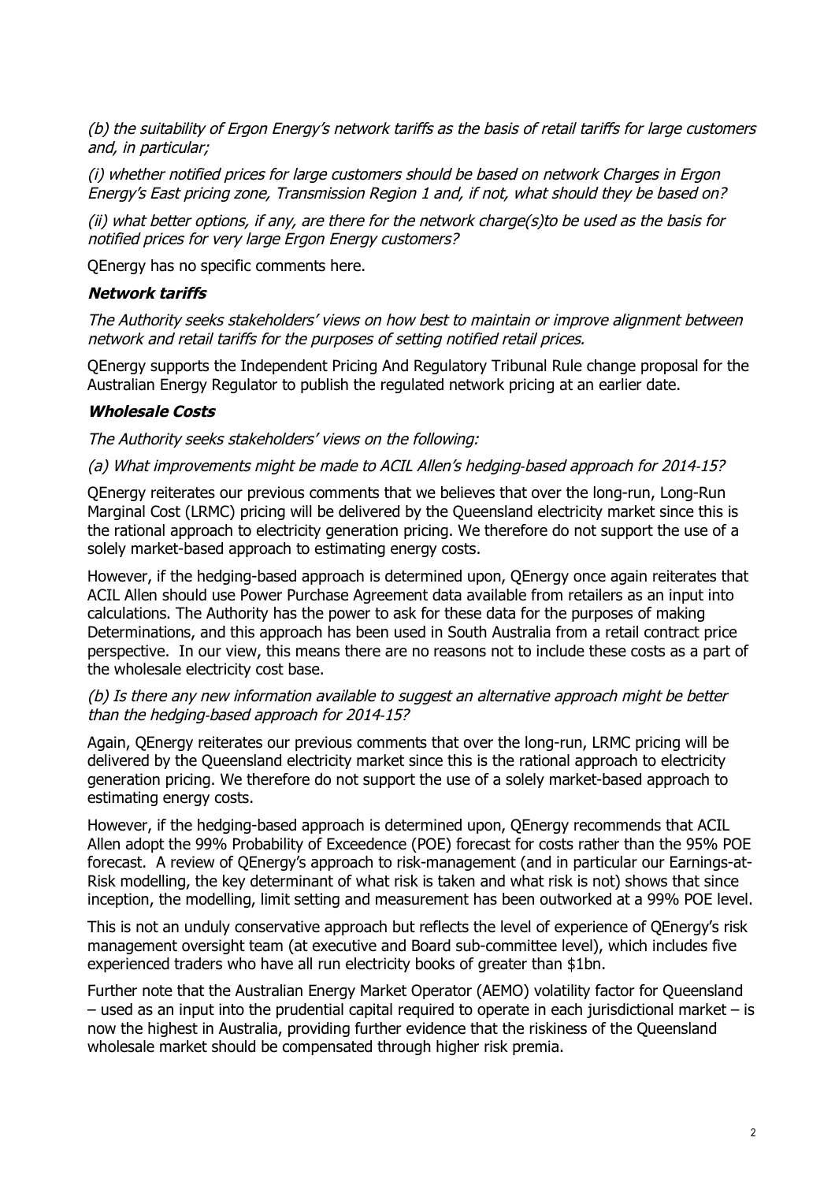*(b) the suitability of Ergon Energy's network tariffs as the basis of retail tariffs for large customers and, in particular;*

*(i) whether notified prices for large customers should be based on network Charges in Ergon Energy's East pricing zone, Transmission Region 1 and, if not, what should they be based on?*

*(ii) what better options, if any, are there for the network charge(s)to be used as the basis for notified prices for very large Ergon Energy customers?*

QEnergy has no specific comments here.

### *Network tariffs*

*The Authority seeks stakeholders' views on how best to maintain or improve alignment between network and retail tariffs for the purposes of setting notified retail prices.*

QEnergy supports the Independent Pricing And Regulatory Tribunal Rule change proposal for the Australian Energy Regulator to publish the regulated network pricing at an earlier date.

### *Wholesale Costs*

*The Authority seeks stakeholders' views on the following:*

*(a) What improvements might be made to ACIL Allen's hedging-based approach for 2014-15?*

QEnergy reiterates our previous comments that we believes that over the long-run, Long-Run Marginal Cost (LRMC) pricing will be delivered by the Queensland electricity market since this is the rational approach to electricity generation pricing. We therefore do not support the use of a solely market-based approach to estimating energy costs.

However, if the hedging-based approach is determined upon, QEnergy once again reiterates that ACIL Allen should use Power Purchase Agreement data available from retailers as an input into calculations. The Authority has the power to ask for these data for the purposes of making Determinations, and this approach has been used in South Australia from a retail contract price perspective. In our view, this means there are no reasons not to include these costs as a part of the wholesale electricity cost base.

*(b) Is there any new information available to suggest an alternative approach might be better than the hedging-based approach for 2014-15?*

Again, QEnergy reiterates our previous comments that over the long-run, LRMC pricing will be delivered by the Queensland electricity market since this is the rational approach to electricity generation pricing. We therefore do not support the use of a solely market-based approach to estimating energy costs.

However, if the hedging-based approach is determined upon, QEnergy recommends that ACIL Allen adopt the 99% Probability of Exceedence (POE) forecast for costs rather than the 95% POE forecast. A review of QEnergy's approach to risk-management (and in particular our Earnings-at-Risk modelling, the key determinant of what risk is taken and what risk is not) shows that since inception, the modelling, limit setting and measurement has been outworked at a 99% POE level.

This is not an unduly conservative approach but reflects the level of experience of QEnergy's risk management oversight team (at executive and Board sub-committee level), which includes five experienced traders who have all run electricity books of greater than $1bn.

Further note that the Australian Energy Market Operator (AEMO) volatility factor for Queensland – used as an input into the prudential capital required to operate in each jurisdictional market – is now the highest in Australia, providing further evidence that the riskiness of the Queensland wholesale market should be compensated through higher risk premia.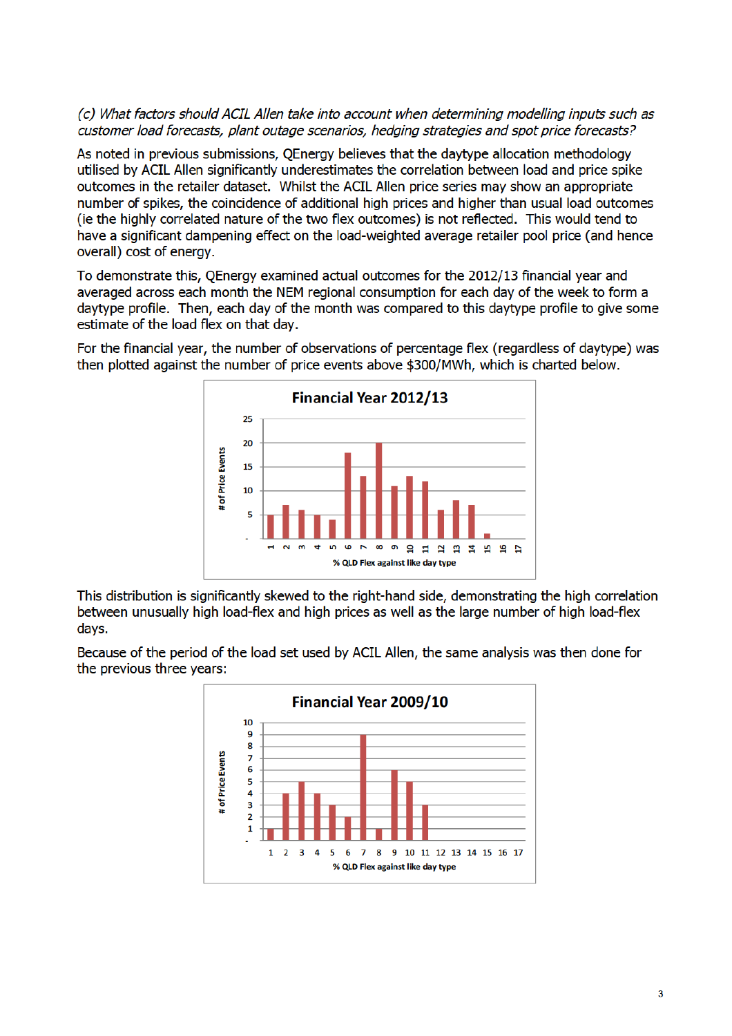*(c) What factors should ACIL Allen take into account when determining modelling inputs such as customer load forecasts, plant outage scenarios, hedging strategies and spot price forecasts?*

As noted in previous submissions, QEnergy believes that the daytype allocation methodology utilised by ACIL Allen significantly underestimates the correlation between load and price spike outcomes in the retailer dataset. Whilst the ACIL Allen price series may show an appropriate number of spikes, the coincidence of additional high prices and higher than usual load outcomes (ie the highly correlated nature of the two flex outcomes) is not reflected. This would tend to have a significant dampening effect on the load-weighted average retailer pool price (and hence overall) cost of energy.

To demonstrate this, QEnergy examined actual outcomes for the 2012/13 financial year and averaged across each month the NEM regional consumption for each day of the week to form a daytype profile. Then, each day of the month was compared to this daytype profile to give some estimate of the load flex on that day.

For the financial year, the number of observations of percentage flex (regardless of daytype) was then plotted against the number of price events above $300/MWh, which is charted below.

**Financial Year 2012/13**

| % QLD Flex against like day type | # of Price Events |
|---|---|
| 1 | 5 |
| 2 | 7 |
| 3 | 6 |
| 4 | 5 |
| 5 | 4 |
| 6 | 18 |
| 7 | 13 |
| 8 | 20 |
| 9 | 11 |
| 10 | 13 |
| 11 | 12 |
| 12 | 6 |
| 13 | 8 |
| 14 | 7 |
| 15 | 1 |
| 16 | - |
| 17 | - |

This distribution is significantly skewed to the right-hand side, demonstrating the high correlation between unusually high load-flex and high prices as well as the large number of high load-flex days.

Because of the period of the load set used by ACIL Allen, the same analysis was then done for the previous three years:

**Financial Year 2009/10**

| % QLD Flex against like day type | # of Price Events |
|---|---|
| 1 | 1 |
| 2 | 4 |
| 3 | 5 |
| 4 | 4 |
| 5 | 3 |
| 6 | 2 |
| 7 | 9 |
| 8 | 1 |
| 9 | 6 |
| 10 | 5 |
| 11 | 3 |
| 12 | - |
| 13 | - |
| 14 | - |
| 15 | - |
| 16 | - |
| 17 | - |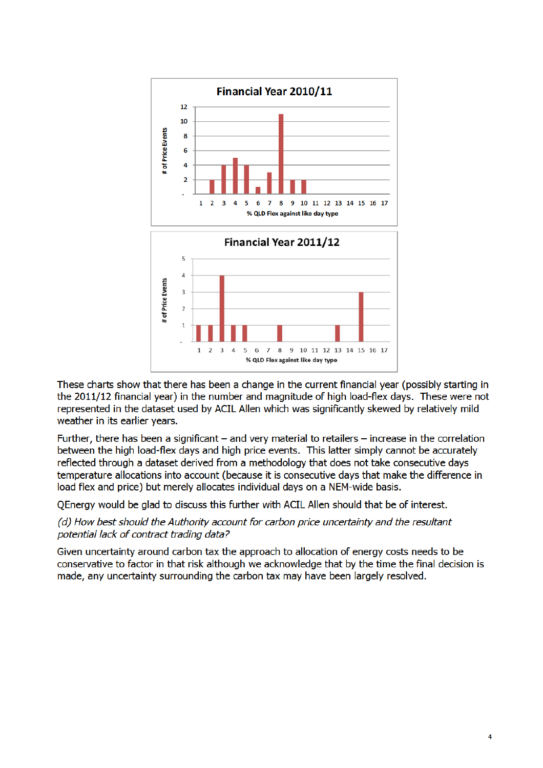**Financial Year 2010/11**

| % QLD Flex against like day type | 1 | 2 | 3 | 4 | 5 | 6 | 7 | 8 | 9 | 10 | 11 | 12 | 13 | 14 | 15 | 16 | 17 |
|---|---|---|---|---|---|---|---|---|---|---|---|---|---|---|---|---|---|
| # of Price Events | | 2 | 4 | 5 | 4 | 1 | 3 | 11 | 2 | 2 | | | | | | | |

**Financial Year 2011/12**

| % QLD Flex against like day type | 1 | 2 | 3 | 4 | 5 | 6 | 7 | 8 | 9 | 10 | 11 | 12 | 13 | 14 | 15 | 16 | 17 |
|---|---|---|---|---|---|---|---|---|---|---|---|---|---|---|---|---|---|
| # of Price Events | 1 | 1 | 4 | 1 | 1 | | | 1 | | | | | 1 | | 3 | | |

These charts show that there has been a change in the current financial year (possibly starting in the 2011/12 financial year) in the number and magnitude of high load-flex days. These were not represented in the dataset used by ACIL Allen which was significantly skewed by relatively mild weather in its earlier years.

Further, there has been a significant – and very material to retailers – increase in the correlation between the high load-flex days and high price events. This latter simply cannot be accurately reflected through a dataset derived from a methodology that does not take consecutive days temperature allocations into account (because it is consecutive days that make the difference in load flex and price) but merely allocates individual days on a NEM-wide basis.

QEnergy would be glad to discuss this further with ACIL Allen should that be of interest.

*(d) How best should the Authority account for carbon price uncertainty and the resultant potential lack of contract trading data?*

Given uncertainty around carbon tax the approach to allocation of energy costs needs to be conservative to factor in that risk although we acknowledge that by the time the final decision is made, any uncertainty surrounding the carbon tax may have been largely resolved.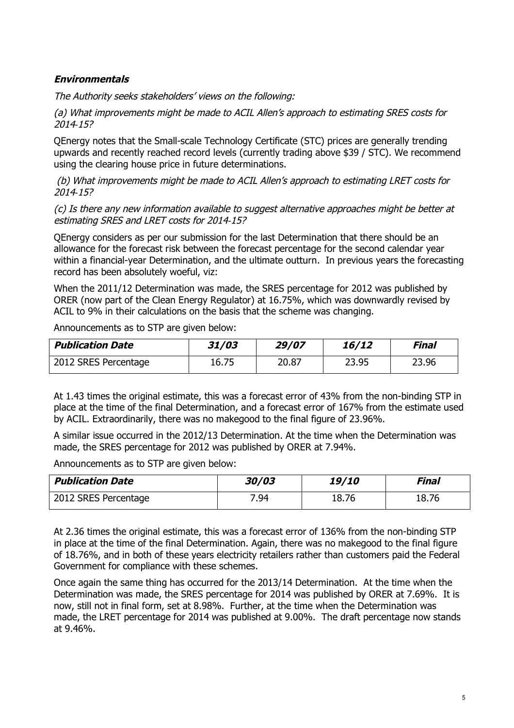### *Environmentals*

*The Authority seeks stakeholders' views on the following:*

*(a) What improvements might be made to ACIL Allen's approach to estimating SRES costs for 2014-15?*

QEnergy notes that the Small-scale Technology Certificate (STC) prices are generally trending upwards and recently reached record levels (currently trading above $39 / STC). We recommend using the clearing house price in future determinations.

*(b) What improvements might be made to ACIL Allen's approach to estimating LRET costs for 2014-15?*

*(c) Is there any new information available to suggest alternative approaches might be better at estimating SRES and LRET costs for 2014-15?*

QEnergy considers as per our submission for the last Determination that there should be an allowance for the forecast risk between the forecast percentage for the second calendar year within a financial-year Determination, and the ultimate outturn. In previous years the forecasting record has been absolutely woeful, viz:

When the 2011/12 Determination was made, the SRES percentage for 2012 was published by ORER (now part of the Clean Energy Regulator) at 16.75%, which was downwardly revised by ACIL to 9% in their calculations on the basis that the scheme was changing.

Announcements as to STP are given below:

| *Publication Date* | *31/03* | *29/07* | *16/12* | *Final* |
|---|---|---|---|---|
| 2012 SRES Percentage | 16.75 | 20.87 | 23.95 | 23.96 |

At 1.43 times the original estimate, this was a forecast error of 43% from the non-binding STP in place at the time of the final Determination, and a forecast error of 167% from the estimate used by ACIL. Extraordinarily, there was no makegood to the final figure of 23.96%.

A similar issue occurred in the 2012/13 Determination. At the time when the Determination was made, the SRES percentage for 2012 was published by ORER at 7.94%.

Announcements as to STP are given below:

| *Publication Date* | *30/03* | *19/10* | *Final* |
|---|---|---|---|
| 2012 SRES Percentage | 7.94 | 18.76 | 18.76 |

At 2.36 times the original estimate, this was a forecast error of 136% from the non-binding STP in place at the time of the final Determination. Again, there was no makegood to the final figure of 18.76%, and in both of these years electricity retailers rather than customers paid the Federal Government for compliance with these schemes.

Once again the same thing has occurred for the 2013/14 Determination. At the time when the Determination was made, the SRES percentage for 2014 was published by ORER at 7.69%. It is now, still not in final form, set at 8.98%. Further, at the time when the Determination was made, the LRET percentage for 2014 was published at 9.00%. The draft percentage now stands at 9.46%.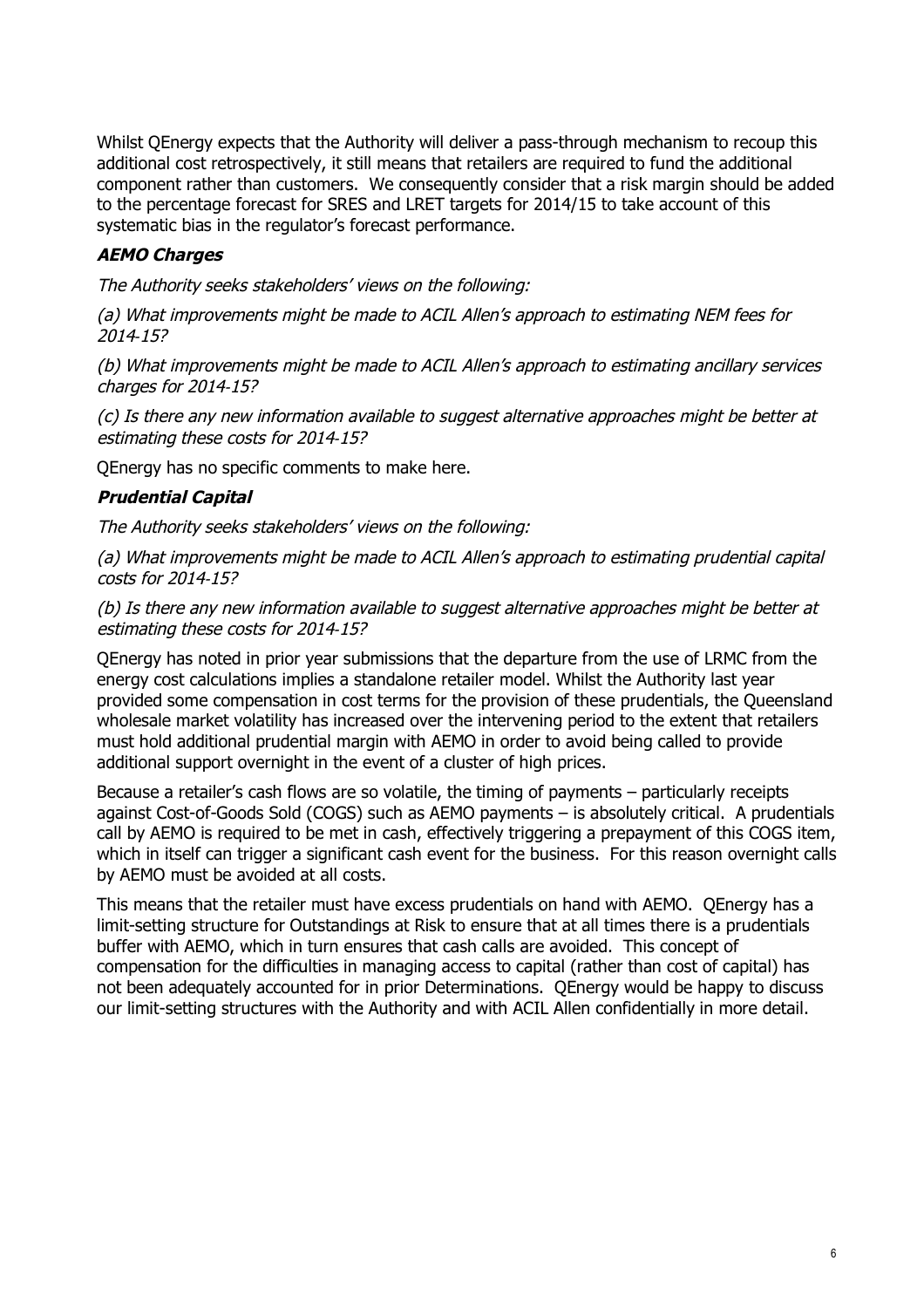Whilst QEnergy expects that the Authority will deliver a pass-through mechanism to recoup this additional cost retrospectively, it still means that retailers are required to fund the additional component rather than customers. We consequently consider that a risk margin should be added to the percentage forecast for SRES and LRET targets for 2014/15 to take account of this systematic bias in the regulator's forecast performance.

### ***AEMO Charges***

*The Authority seeks stakeholders' views on the following:*

*(a) What improvements might be made to ACIL Allen's approach to estimating NEM fees for 2014-15?*

*(b) What improvements might be made to ACIL Allen's approach to estimating ancillary services charges for 2014-15?*

*(c) Is there any new information available to suggest alternative approaches might be better at estimating these costs for 2014-15?*

QEnergy has no specific comments to make here.

### ***Prudential Capital***

*The Authority seeks stakeholders' views on the following:*

*(a) What improvements might be made to ACIL Allen's approach to estimating prudential capital costs for 2014-15?*

*(b) Is there any new information available to suggest alternative approaches might be better at estimating these costs for 2014-15?*

QEnergy has noted in prior year submissions that the departure from the use of LRMC from the energy cost calculations implies a standalone retailer model. Whilst the Authority last year provided some compensation in cost terms for the provision of these prudentials, the Queensland wholesale market volatility has increased over the intervening period to the extent that retailers must hold additional prudential margin with AEMO in order to avoid being called to provide additional support overnight in the event of a cluster of high prices.

Because a retailer's cash flows are so volatile, the timing of payments – particularly receipts against Cost-of-Goods Sold (COGS) such as AEMO payments – is absolutely critical. A prudentials call by AEMO is required to be met in cash, effectively triggering a prepayment of this COGS item, which in itself can trigger a significant cash event for the business. For this reason overnight calls by AEMO must be avoided at all costs.

This means that the retailer must have excess prudentials on hand with AEMO. QEnergy has a limit-setting structure for Outstandings at Risk to ensure that at all times there is a prudentials buffer with AEMO, which in turn ensures that cash calls are avoided. This concept of compensation for the difficulties in managing access to capital (rather than cost of capital) has not been adequately accounted for in prior Determinations. QEnergy would be happy to discuss our limit-setting structures with the Authority and with ACIL Allen confidentially in more detail.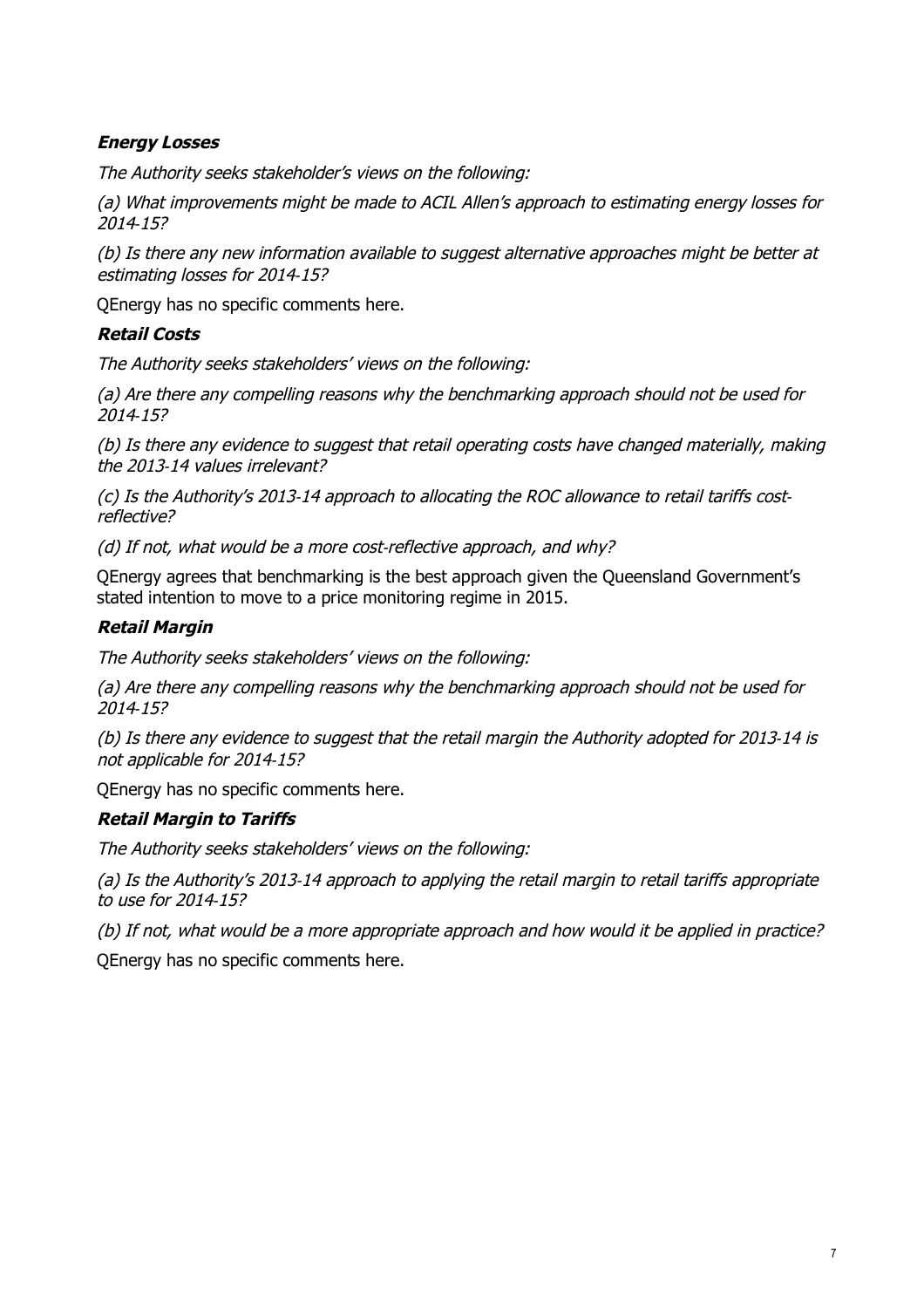### ***Energy Losses***

*The Authority seeks stakeholder's views on the following:*

*(a) What improvements might be made to ACIL Allen's approach to estimating energy losses for 2014-15?*

*(b) Is there any new information available to suggest alternative approaches might be better at estimating losses for 2014-15?*

QEnergy has no specific comments here.

### ***Retail Costs***

*The Authority seeks stakeholders' views on the following:*

*(a) Are there any compelling reasons why the benchmarking approach should not be used for 2014-15?*

*(b) Is there any evidence to suggest that retail operating costs have changed materially, making the 2013-14 values irrelevant?*

*(c) Is the Authority's 2013-14 approach to allocating the ROC allowance to retail tariffs cost-reflective?*

*(d) If not, what would be a more cost-reflective approach, and why?*

QEnergy agrees that benchmarking is the best approach given the Queensland Government's stated intention to move to a price monitoring regime in 2015.

### ***Retail Margin***

*The Authority seeks stakeholders' views on the following:*

*(a) Are there any compelling reasons why the benchmarking approach should not be used for 2014-15?*

*(b) Is there any evidence to suggest that the retail margin the Authority adopted for 2013-14 is not applicable for 2014-15?*

QEnergy has no specific comments here.

### ***Retail Margin to Tariffs***

*The Authority seeks stakeholders' views on the following:*

*(a) Is the Authority's 2013-14 approach to applying the retail margin to retail tariffs appropriate to use for 2014-15?*

*(b) If not, what would be a more appropriate approach and how would it be applied in practice?*

QEnergy has no specific comments here.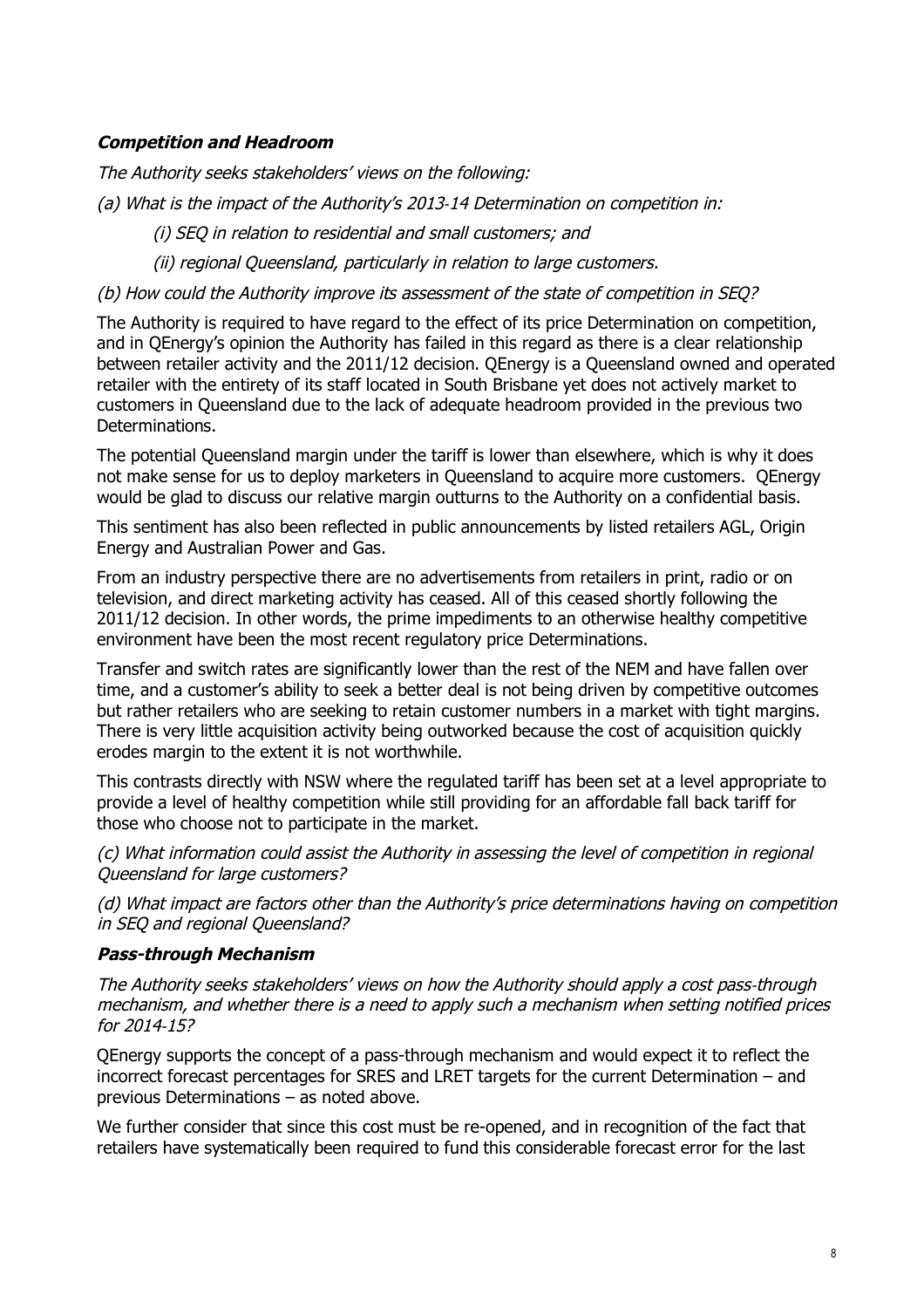### ***Competition and Headroom***

*The Authority seeks stakeholders' views on the following:*

*(a) What is the impact of the Authority's 2013-14 Determination on competition in:*

*(i) SEQ in relation to residential and small customers; and*

*(ii) regional Queensland, particularly in relation to large customers.*

*(b) How could the Authority improve its assessment of the state of competition in SEQ?*

The Authority is required to have regard to the effect of its price Determination on competition, and in QEnergy's opinion the Authority has failed in this regard as there is a clear relationship between retailer activity and the 2011/12 decision. QEnergy is a Queensland owned and operated retailer with the entirety of its staff located in South Brisbane yet does not actively market to customers in Queensland due to the lack of adequate headroom provided in the previous two Determinations.

The potential Queensland margin under the tariff is lower than elsewhere, which is why it does not make sense for us to deploy marketers in Queensland to acquire more customers. QEnergy would be glad to discuss our relative margin outturns to the Authority on a confidential basis.

This sentiment has also been reflected in public announcements by listed retailers AGL, Origin Energy and Australian Power and Gas.

From an industry perspective there are no advertisements from retailers in print, radio or on television, and direct marketing activity has ceased. All of this ceased shortly following the 2011/12 decision. In other words, the prime impediments to an otherwise healthy competitive environment have been the most recent regulatory price Determinations.

Transfer and switch rates are significantly lower than the rest of the NEM and have fallen over time, and a customer's ability to seek a better deal is not being driven by competitive outcomes but rather retailers who are seeking to retain customer numbers in a market with tight margins. There is very little acquisition activity being outworked because the cost of acquisition quickly erodes margin to the extent it is not worthwhile.

This contrasts directly with NSW where the regulated tariff has been set at a level appropriate to provide a level of healthy competition while still providing for an affordable fall back tariff for those who choose not to participate in the market.

*(c) What information could assist the Authority in assessing the level of competition in regional Queensland for large customers?*

*(d) What impact are factors other than the Authority's price determinations having on competition in SEQ and regional Queensland?*

### ***Pass-through Mechanism***

*The Authority seeks stakeholders' views on how the Authority should apply a cost pass-through mechanism, and whether there is a need to apply such a mechanism when setting notified prices for 2014-15?*

QEnergy supports the concept of a pass-through mechanism and would expect it to reflect the incorrect forecast percentages for SRES and LRET targets for the current Determination – and previous Determinations – as noted above.

We further consider that since this cost must be re-opened, and in recognition of the fact that retailers have systematically been required to fund this considerable forecast error for the last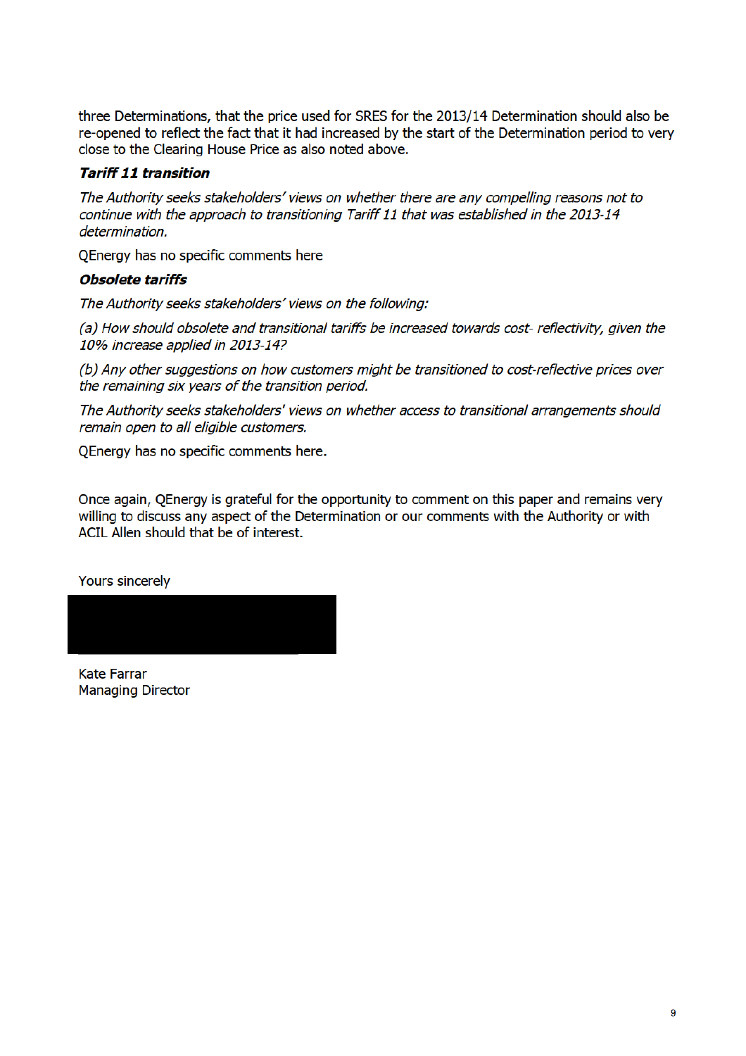three Determinations, that the price used for SRES for the 2013/14 Determination should also be re-opened to reflect the fact that it had increased by the start of the Determination period to very close to the Clearing House Price as also noted above.

***Tariff 11 transition***

*The Authority seeks stakeholders' views on whether there are any compelling reasons not to continue with the approach to transitioning Tariff 11 that was established in the 2013-14 determination.*

QEnergy has no specific comments here

***Obsolete tariffs***

*The Authority seeks stakeholders' views on the following:*

*(a) How should obsolete and transitional tariffs be increased towards cost- reflectivity, given the 10% increase applied in 2013-14?*

*(b) Any other suggestions on how customers might be transitioned to cost-reflective prices over the remaining six years of the transition period.*

*The Authority seeks stakeholders' views on whether access to transitional arrangements should remain open to all eligible customers.*

QEnergy has no specific comments here.

Once again, QEnergy is grateful for the opportunity to comment on this paper and remains very willing to discuss any aspect of the Determination or our comments with the Authority or with ACIL Allen should that be of interest.

Yours sincerely

Kate Farrar
Managing Director